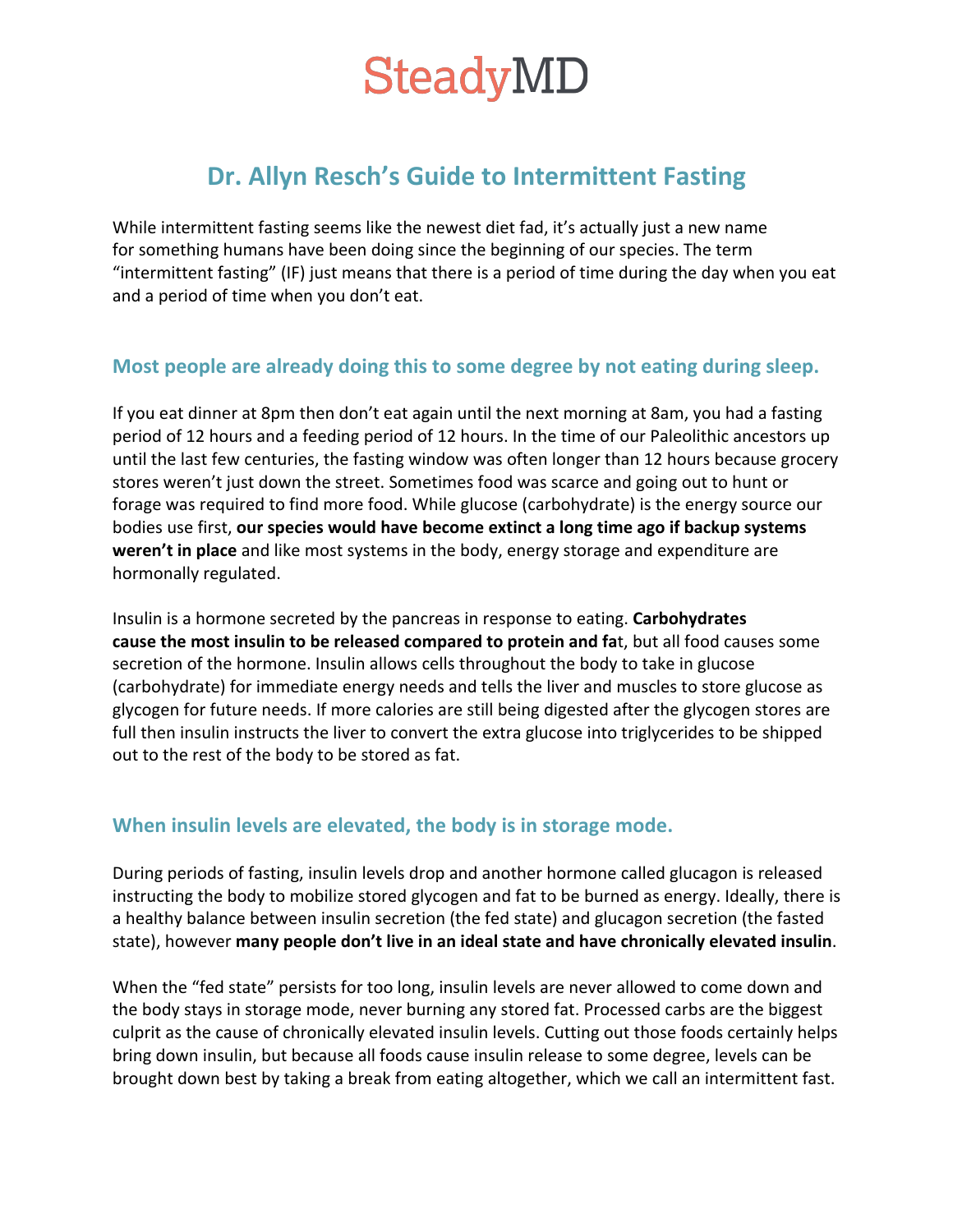# SteadyMD

## Dr. Allyn Resch's Guide to Intermittent Fasting

While intermittent fasting seems like the newest diet fad, it's actually just a new name for something humans have been doing since the beginning of our species. The term "intermittent fasting" (IF) just means that there is a period of time during the day when you eat and a period of time when you don't eat.

### Most people are already doing this to some degree by not eating during sleep.

If you eat dinner at 8pm then don't eat again until the next morning at 8am, you had a fasting period of 12 hours and a feeding period of 12 hours. In the time of our Paleolithic ancestors up until the last few centuries, the fasting window was often longer than 12 hours because grocery stores weren't just down the street. Sometimes food was scarce and going out to hunt or forage was required to find more food. While glucose (carbohydrate) is the energy source our bodies use first, **our species would have become extinct a long time ago if backup systems weren't in place** and like most systems in the body, energy storage and expenditure are hormonally regulated.

Insulin is a hormone secreted by the pancreas in response to eating. **Carbohydrates cause the most insulin to be released compared to protein and fa**t, but all food causes some secretion of the hormone. Insulin allows cells throughout the body to take in glucose (carbohydrate) for immediate energy needs and tells the liver and muscles to store glucose as glycogen for future needs. If more calories are still being digested after the glycogen stores are full then insulin instructs the liver to convert the extra glucose into triglycerides to be shipped out to the rest of the body to be stored as fat.

### When insulin levels are elevated, the body is in storage mode.

During periods of fasting, insulin levels drop and another hormone called glucagon is released instructing the body to mobilize stored glycogen and fat to be burned as energy. Ideally, there is a healthy balance between insulin secretion (the fed state) and glucagon secretion (the fasted state), however **many people don't live in an ideal state and have chronically elevated insulin**.

When the "fed state" persists for too long, insulin levels are never allowed to come down and the body stays in storage mode, never burning any stored fat. Processed carbs are the biggest culprit as the cause of chronically elevated insulin levels. Cutting out those foods certainly helps bring down insulin, but because all foods cause insulin release to some degree, levels can be brought down best by taking a break from eating altogether, which we call an intermittent fast.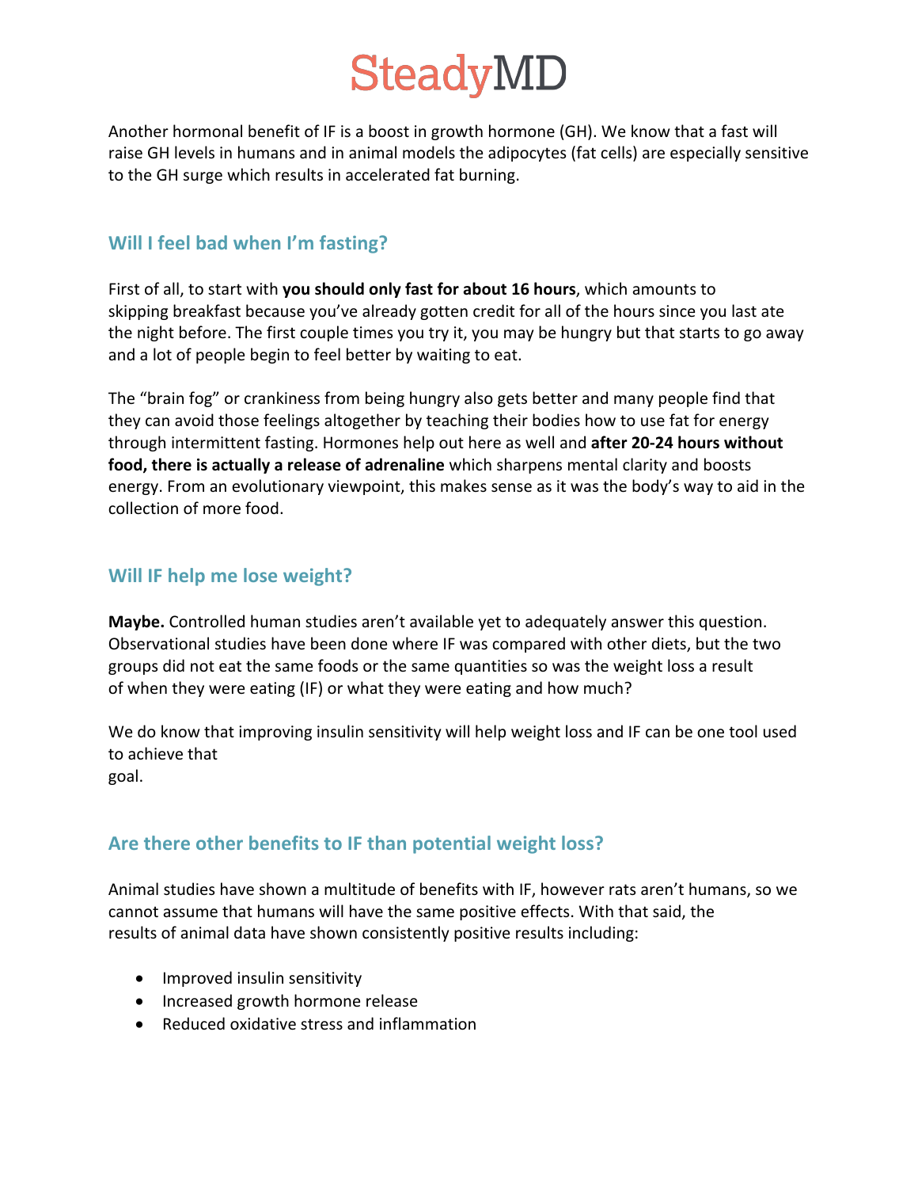Another hormonal benefit of IF is a boost in growth hormone (GH). We know that a fast will raise GH levels in humans and in animal models the adipocytes (fat cells) are especially sensitive to the GH surge which results in accelerated fat burning.

## Will I feel bad when I'm fasting?

First of all, to start with **you should only fast for about 16 hours**, which amounts to skipping breakfast because you've already gotten credit for all of the hours since you last ate the night before. The first couple times you try it, you may be hungry but that starts to go away and a lot of people begin to feel better by waiting to eat.

The "brain fog" or crankiness from being hungry also gets better and many people find that they can avoid those feelings altogether by teaching their bodies how to use fat for energy through intermittent fasting. Hormones help out here as well and **after 20-24 hours without food, there is actually a release of adrenaline** which sharpens mental clarity and boosts energy. From an evolutionary viewpoint, this makes sense as it was the body's way to aid in the collection of more food.

## Will IF help me lose weight?

**Maybe.** Controlled human studies aren't available yet to adequately answer this question. Observational studies have been done where IF was compared with other diets, but the two groups did not eat the same foods or the same quantities so was the weight loss a result of when they were eating (IF) or what they were eating and how much?

We do know that improving insulin sensitivity will help weight loss and IF can be one tool used to achieve that goal.

## Are there other benefits to IF than potential weight loss?

Animal studies have shown a multitude of benefits with IF, however rats aren't humans, so we cannot assume that humans will have the same positive effects. With that said, the results of animal data have shown consistently positive results including:

- Improved insulin sensitivity
- Increased growth hormone release
- Reduced oxidative stress and inflammation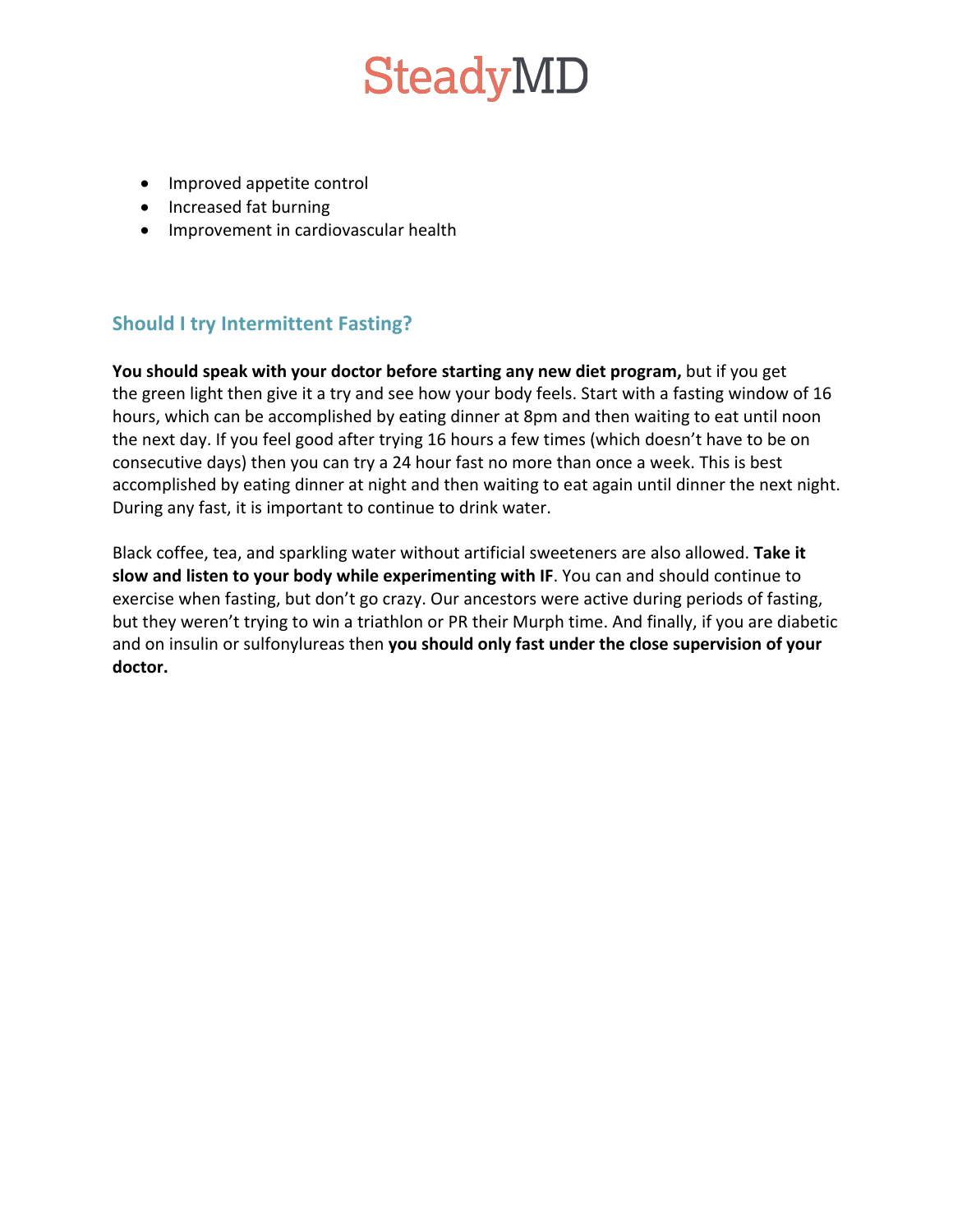- Improved appetite control
- Increased fat burning
- Improvement in cardiovascular health

## Should I try Intermittent Fasting?

**You should speak with your doctor before starting any new diet program,** but if you get the green light then give it a try and see how your body feels. Start with a fasting window of 16 hours, which can be accomplished by eating dinner at 8pm and then waiting to eat until noon the next day. If you feel good after trying 16 hours a few times (which doesn't have to be on consecutive days) then you can try a 24 hour fast no more than once a week. This is best accomplished by eating dinner at night and then waiting to eat again until dinner the next night. During any fast, it is important to continue to drink water.

Black coffee, tea, and sparkling water without artificial sweeteners are also allowed. **Take it slow and listen to your body while experimenting with IF**. You can and should continue to exercise when fasting, but don't go crazy. Our ancestors were active during periods of fasting, but they weren't trying to win a triathlon or PR their Murph time. And finally, if you are diabetic and on insulin or sulfonylureas then **you should only fast under the close supervision of your doctor.**